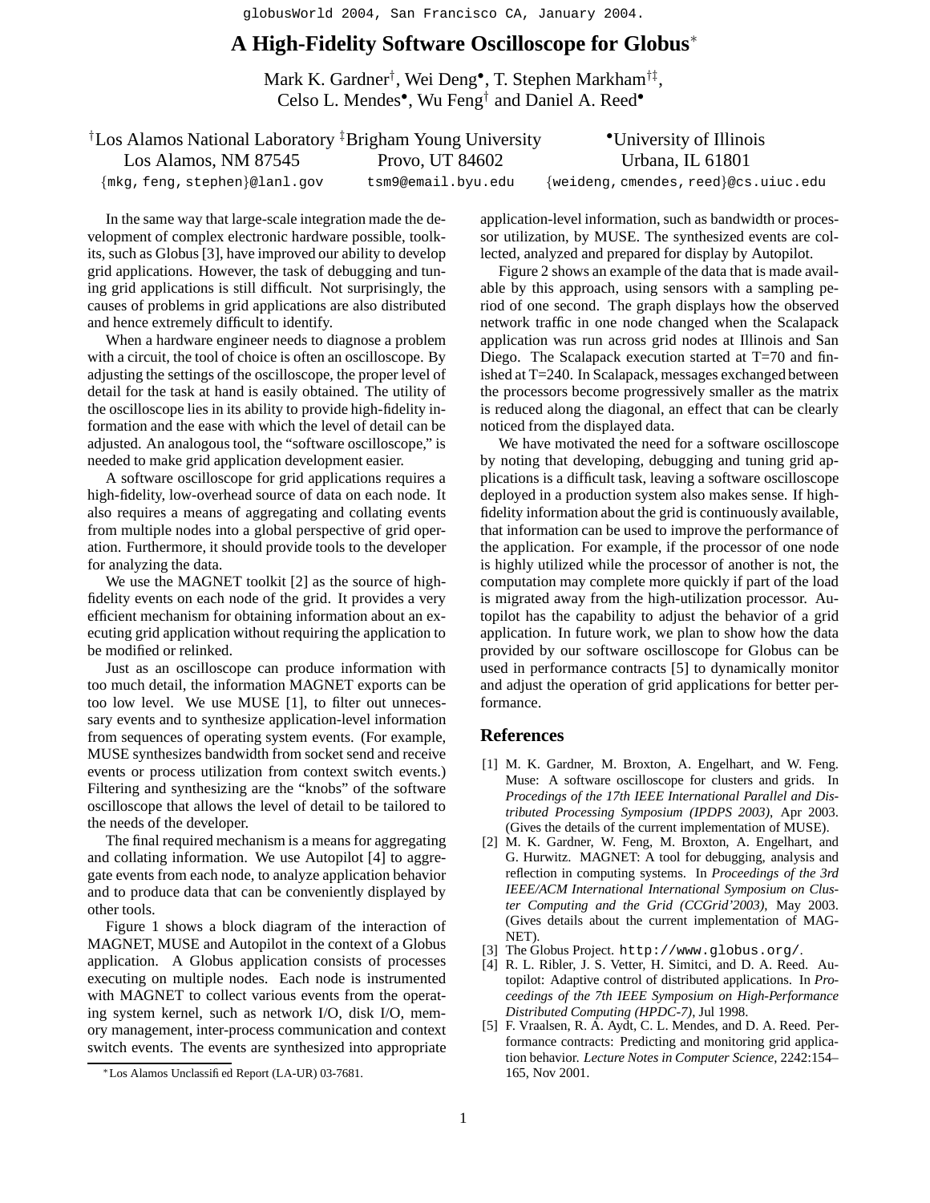# A High-Fidelity Software Oscilloscope for Globus*

Mark K. Gardner[†], Wei Deng[•], T. Stephen Markham[†‡], Celso L. Mendes[•], Wu Feng[†] and Daniel A. Reed[•]

[†]Los Alamos National Laboratory
Los Alamos, NM 87545
{mkg, feng, stephen}@lanl.gov

[‡]Brigham Young University
Provo, UT 84602
tsm9@email.byu.edu

[•]University of Illinois
Urbana, IL 61801
{weideng, cmendes, reed}@cs.uiuc.edu

In the same way that large-scale integration made the development of complex electronic hardware possible, toolkits, such as Globus [3], have improved our ability to develop grid applications. However, the task of debugging and tuning grid applications is still difficult. Not surprisingly, the causes of problems in grid applications are also distributed and hence extremely difficult to identify.

When a hardware engineer needs to diagnose a problem with a circuit, the tool of choice is often an oscilloscope. By adjusting the settings of the oscilloscope, the proper level of detail for the task at hand is easily obtained. The utility of the oscilloscope lies in its ability to provide high-fidelity information and the ease with which the level of detail can be adjusted. An analogous tool, the "software oscilloscope," is needed to make grid application development easier.

A software oscilloscope for grid applications requires a high-fidelity, low-overhead source of data on each node. It also requires a means of aggregating and collating events from multiple nodes into a global perspective of grid operation. Furthermore, it should provide tools to the developer for analyzing the data.

We use the MAGNET toolkit [2] as the source of high-fidelity events on each node of the grid. It provides a very efficient mechanism for obtaining information about an executing grid application without requiring the application to be modified or relinked.

Just as an oscilloscope can produce information with too much detail, the information MAGNET exports can be too low level. We use MUSE [1], to filter out unnecessary events and to synthesize application-level information from sequences of operating system events. (For example, MUSE synthesizes bandwidth from socket send and receive events or process utilization from context switch events.) Filtering and synthesizing are the "knobs" of the software oscilloscope that allows the level of detail to be tailored to the needs of the developer.

The final required mechanism is a means for aggregating and collating information. We use Autopilot [4] to aggregate events from each node, to analyze application behavior and to produce data that can be conveniently displayed by other tools.

Figure 1 shows a block diagram of the interaction of MAGNET, MUSE and Autopilot in the context of a Globus application. A Globus application consists of processes executing on multiple nodes. Each node is instrumented with MAGNET to collect various events from the operating system kernel, such as network I/O, disk I/O, memory management, inter-process communication and context switch events. The events are synthesized into appropriate application-level information, such as bandwidth or processor utilization, by MUSE. The synthesized events are collected, analyzed and prepared for display by Autopilot.

Figure 2 shows an example of the data that is made available by this approach, using sensors with a sampling period of one second. The graph displays how the observed network traffic in one node changed when the Scalapack application was run across grid nodes at Illinois and San Diego. The Scalapack execution started at T=70 and finished at T=240. In Scalapack, messages exchanged between the processors become progressively smaller as the matrix is reduced along the diagonal, an effect that can be clearly noticed from the displayed data.

We have motivated the need for a software oscilloscope by noting that developing, debugging and tuning grid applications is a difficult task, leaving a software oscilloscope deployed in a production system also makes sense. If high-fidelity information about the grid is continuously available, that information can be used to improve the performance of the application. For example, if the processor of one node is highly utilized while the processor of another is not, the computation may complete more quickly if part of the load is migrated away from the high-utilization processor. Autopilot has the capability to adjust the behavior of a grid application. In future work, we plan to show how the data provided by our software oscilloscope for Globus can be used in performance contracts [5] to dynamically monitor and adjust the operation of grid applications for better performance.

## References

[1] M. K. Gardner, M. Broxton, A. Engelhart, and W. Feng. Muse: A software oscilloscope for clusters and grids. In *Procedings of the 17th IEEE International Parallel and Distributed Processing Symposium (IPDPS 2003)*, Apr 2003. (Gives the details of the current implementation of MUSE).

[2] M. K. Gardner, W. Feng, M. Broxton, A. Engelhart, and G. Hurwitz. MAGNET: A tool for debugging, analysis and reflection in computing systems. In *Proceedings of the 3rd IEEE/ACM International International Symposium on Cluster Computing and the Grid (CCGrid'2003)*, May 2003. (Gives details about the current implementation of MAGNET).

[3] The Globus Project. http://www.globus.org/.

[4] R. L. Ribler, J. S. Vetter, H. Simitci, and D. A. Reed. Autopilot: Adaptive control of distributed applications. In *Proceedings of the 7th IEEE Symposium on High-Performance Distributed Computing (HPDC-7)*, Jul 1998.

[5] F. Vraalsen, R. A. Aydt, C. L. Mendes, and D. A. Reed. Performance contracts: Predicting and monitoring grid application behavior. *Lecture Notes in Computer Science*, 2242:154–165, Nov 2001.

*Los Alamos Unclassified Report (LA-UR) 03-7681.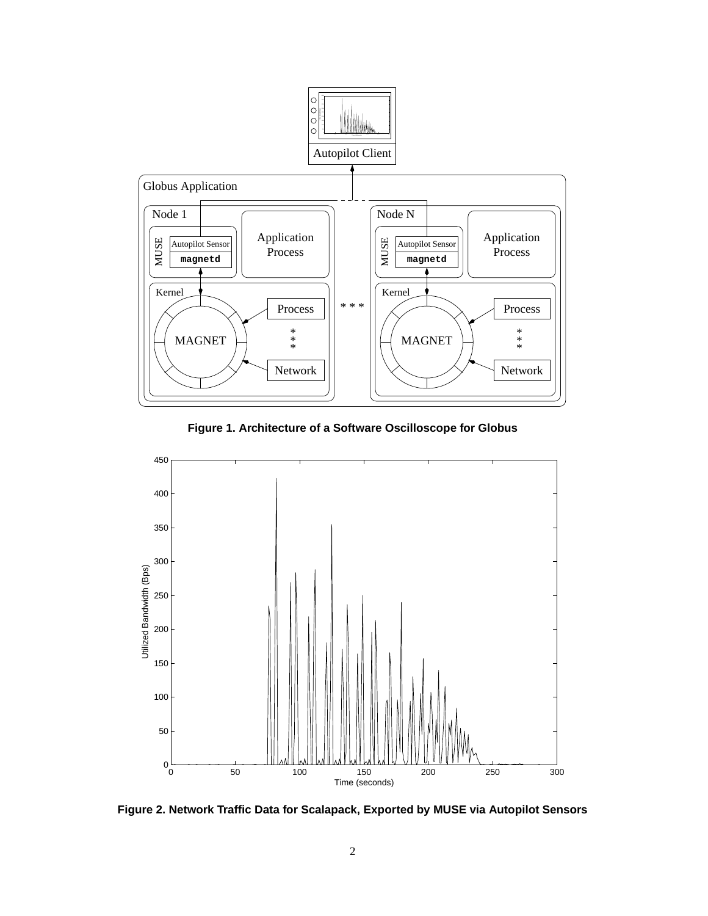Autopilot Client

Globus Application

Node 1

MUSE

Autopilot Sensor

magnetd

Application Process

Kernel

MAGNET

Process

Network

Node N

MUSE

Autopilot Sensor

magnetd

Application Process

Kernel

MAGNET

Process

Network

**Figure 1. Architecture of a Software Oscilloscope for Globus**

Utilized Bandwidth (Bps)

450
400
350
300
250
200
150
100
50
0

0 50 100 150 200 250 300

Time (seconds)

**Figure 2. Network Traffic Data for Scalapack, Exported by MUSE via Autopilot Sensors**